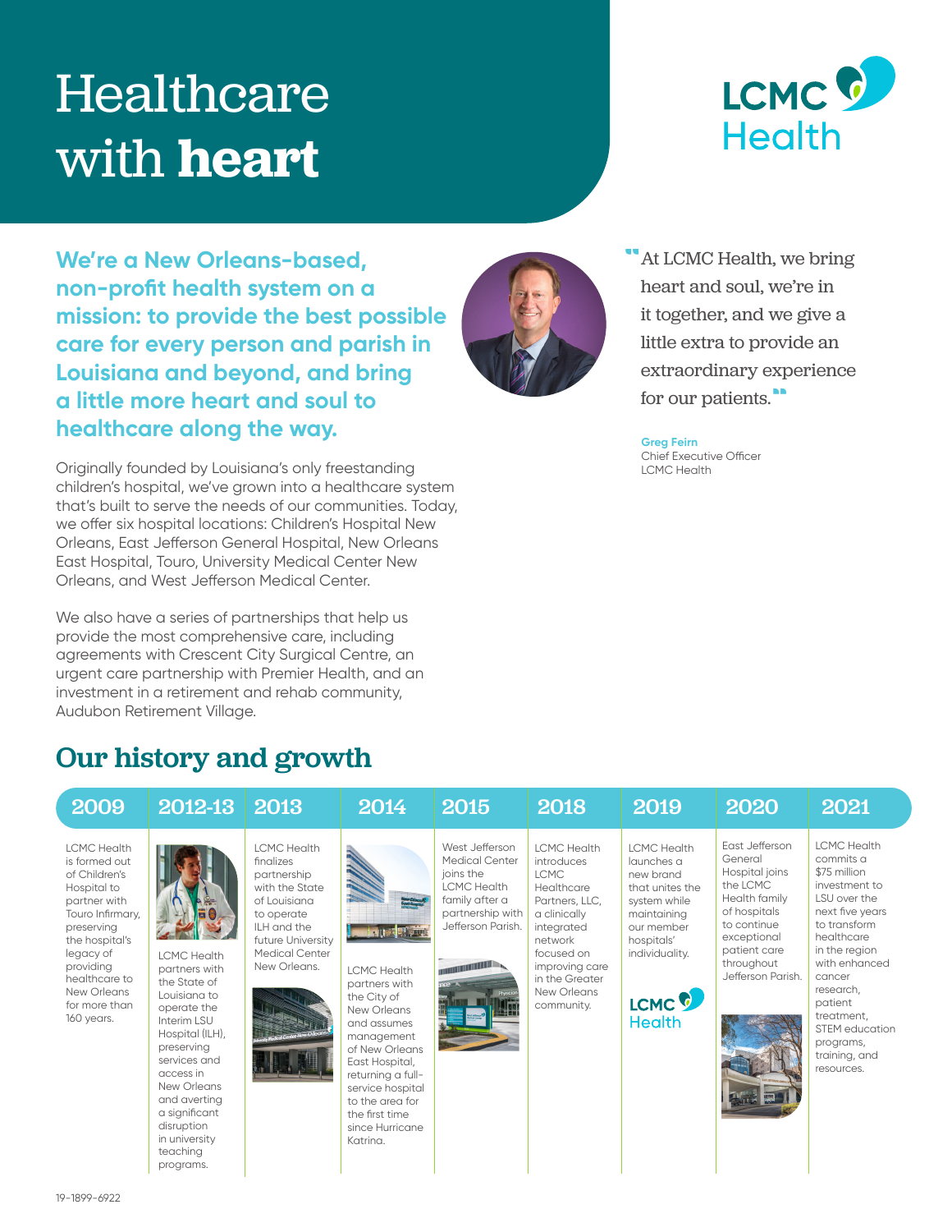# Healthcare with **heart**

LCMC Health

**We're a New Orleans-based, non-profit health system on a mission: to provide the best possible care for every person and parish in Louisiana and beyond, and bring a little more heart and soul to healthcare along the way.**

Originally founded by Louisiana's only freestanding children's hospital, we've grown into a healthcare system that's built to serve the needs of our communities. Today, we offer six hospital locations: Children's Hospital New Orleans, East Jefferson General Hospital, New Orleans East Hospital, Touro, University Medical Center New Orleans, and West Jefferson Medical Center.

We also have a series of partnerships that help us provide the most comprehensive care, including agreements with Crescent City Surgical Centre, an urgent care partnership with Premier Health, and an investment in a retirement and rehab community, Audubon Retirement Village.

> "At LCMC Health, we bring heart and soul, we're in it together, and we give a little extra to provide an extraordinary experience for our patients."
>
> **Greg Feirn**
> Chief Executive Officer
> LCMC Health

## Our history and growth

**2009**
LCMC Health is formed out of Children's Hospital to partner with Touro Infirmary, preserving the hospital's legacy of providing healthcare to New Orleans for more than 160 years.

**2012-13**
LCMC Health partners with the State of Louisiana to operate the Interim LSU Hospital (ILH), preserving services and access in New Orleans and averting a significant disruption in university teaching programs.

**2013**
LCMC Health finalizes partnership with the State of Louisiana to operate ILH and the future University Medical Center New Orleans.

**2014**
LCMC Health partners with the City of New Orleans and assumes management of New Orleans East Hospital, returning a full-service hospital to the area for the first time since Hurricane Katrina.

**2015**
West Jefferson Medical Center joins the LCMC Health family after a partnership with Jefferson Parish.

**2018**
LCMC Health introduces LCMC Healthcare Partners, LLC, a clinically integrated network focused on improving care in the Greater New Orleans community.

**2019**
LCMC Health launches a new brand that unites the system while maintaining our member hospitals' individuality.

**2020**
East Jefferson General Hospital joins the LCMC Health family of hospitals to continue exceptional patient care throughout Jefferson Parish.

**2021**
LCMC Health commits a $75 million investment to LSU over the next five years to transform healthcare in the region with enhanced cancer research, patient treatment, STEM education programs, training, and resources.

19-1899-6922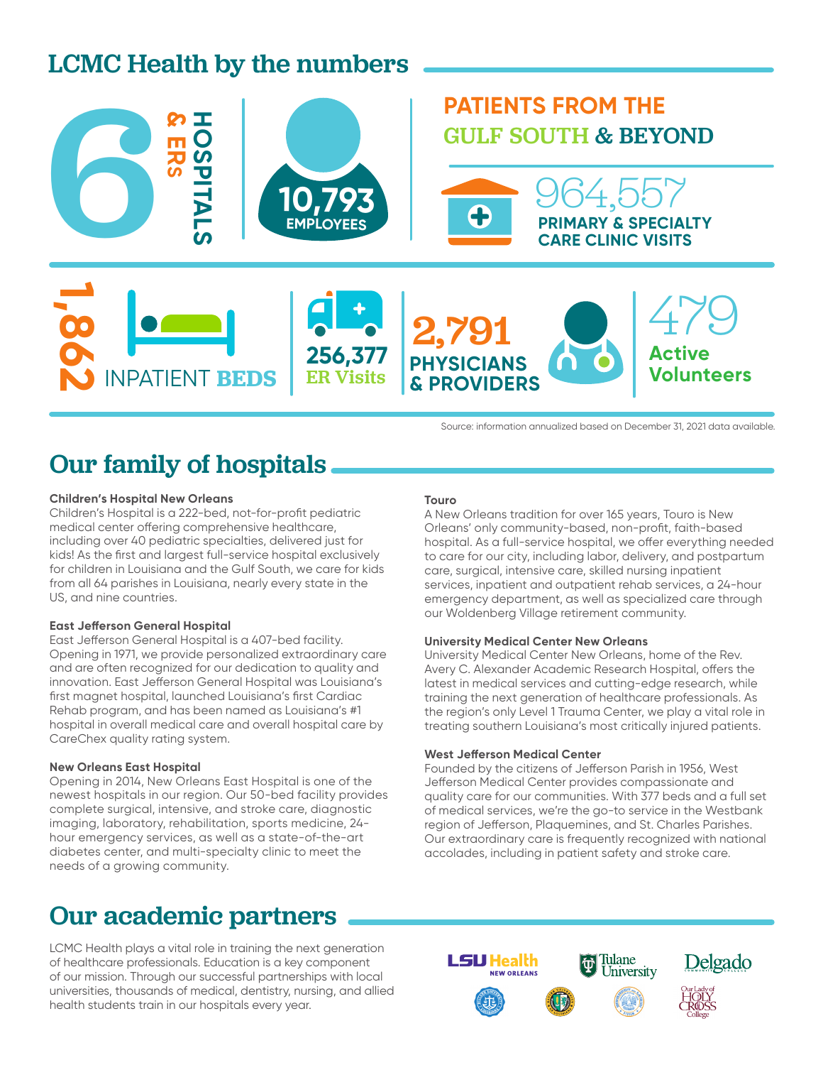## LCMC Health by the numbers

**6** HOSPITALS & ERS

**10,793** EMPLOYEES

**PATIENTS FROM THE GULF SOUTH & BEYOND**

**964,557** PRIMARY & SPECIALTY CARE CLINIC VISITS

**1,862** INPATIENT **BEDS**

**256,377** ER Visits

**2,791** PHYSICIANS & PROVIDERS

**479** Active Volunteers

Source: information annualized based on December 31, 2021 data available.

## Our family of hospitals

**Children's Hospital New Orleans**
Children's Hospital is a 222-bed, not-for-profit pediatric medical center offering comprehensive healthcare, including over 40 pediatric specialties, delivered just for kids! As the first and largest full-service hospital exclusively for children in Louisiana and the Gulf South, we care for kids from all 64 parishes in Louisiana, nearly every state in the US, and nine countries.

**East Jefferson General Hospital**
East Jefferson General Hospital is a 407-bed facility. Opening in 1971, we provide personalized extraordinary care and are often recognized for our dedication to quality and innovation. East Jefferson General Hospital was Louisiana's first magnet hospital, launched Louisiana's first Cardiac Rehab program, and has been named as Louisiana's #1 hospital in overall medical care and overall hospital care by CareChex quality rating system.

**New Orleans East Hospital**
Opening in 2014, New Orleans East Hospital is one of the newest hospitals in our region. Our 50-bed facility provides complete surgical, intensive, and stroke care, diagnostic imaging, laboratory, rehabilitation, sports medicine, 24-hour emergency services, as well as a state-of-the-art diabetes center, and multi-specialty clinic to meet the needs of a growing community.

**Touro**
A New Orleans tradition for over 165 years, Touro is New Orleans' only community-based, non-profit, faith-based hospital. As a full-service hospital, we offer everything needed to care for our city, including labor, delivery, and postpartum care, surgical, intensive care, skilled nursing inpatient services, inpatient and outpatient rehab services, a 24-hour emergency department, as well as specialized care through our Woldenberg Village retirement community.

**University Medical Center New Orleans**
University Medical Center New Orleans, home of the Rev. Avery C. Alexander Academic Research Hospital, offers the latest in medical services and cutting-edge research, while training the next generation of healthcare professionals. As the region's only Level 1 Trauma Center, we play a vital role in treating southern Louisiana's most critically injured patients.

**West Jefferson Medical Center**
Founded by the citizens of Jefferson Parish in 1956, West Jefferson Medical Center provides compassionate and quality care for our communities. With 377 beds and a full set of medical services, we're the go-to service in the Westbank region of Jefferson, Plaquemines, and St. Charles Parishes. Our extraordinary care is frequently recognized with national accolades, including in patient safety and stroke care.

## Our academic partners

LCMC Health plays a vital role in training the next generation of healthcare professionals. Education is a key component of our mission. Through our successful partnerships with local universities, thousands of medical, dentistry, nursing, and allied health students train in our hospitals every year.

LSU Health NEW ORLEANS

Tulane University

Delgado COMMUNITY COLLEGE

Our Lady of HOLY CROSS College